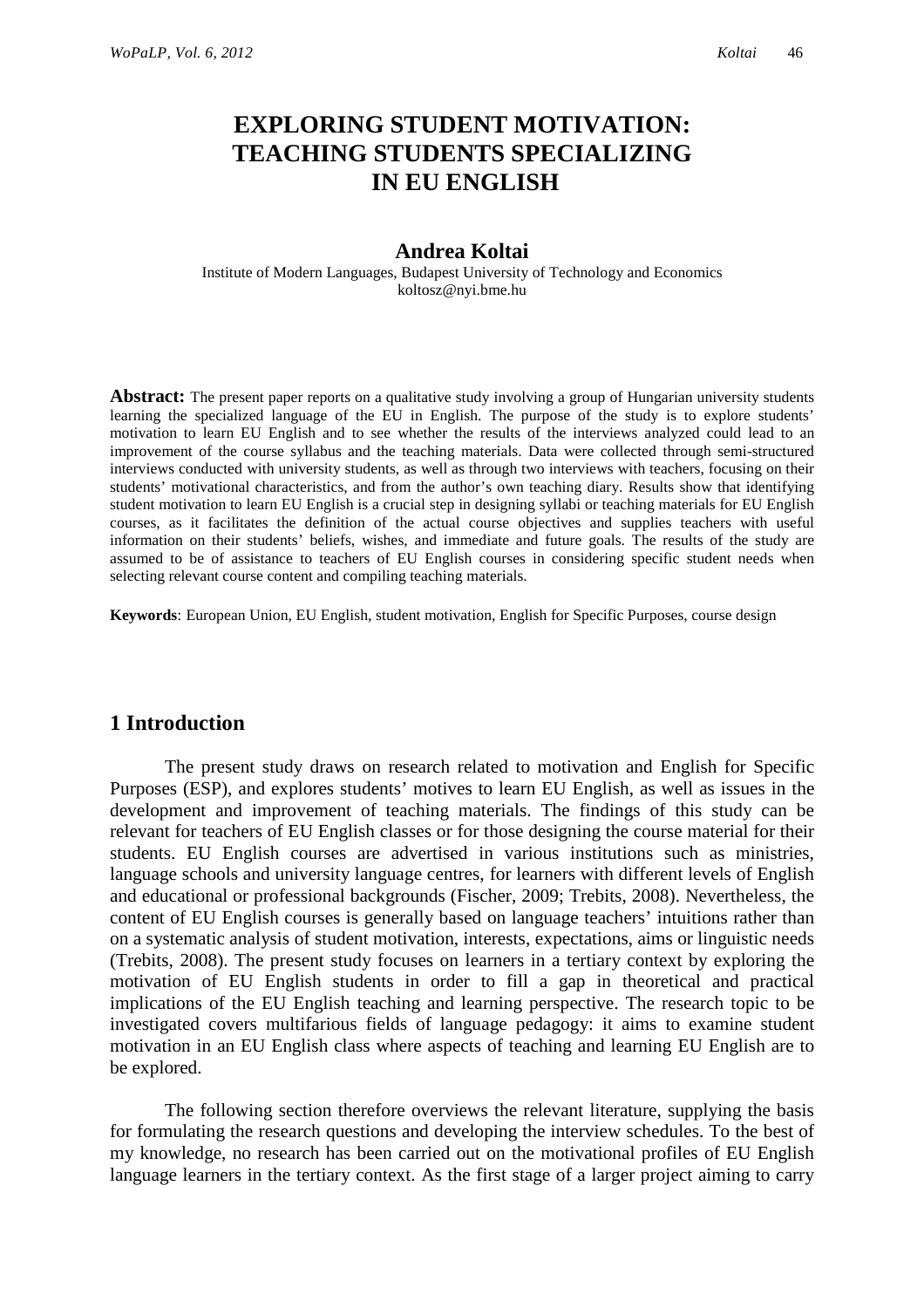# EXPLORING STUDENT MOTIVATION: TEACHING STUDENTS SPECIALIZING IN EU ENGLISH

**Andrea Koltai**

Institute of Modern Languages, Budapest University of Technology and Economics
koltosz@nyi.bme.hu

**Abstract:** The present paper reports on a qualitative study involving a group of Hungarian university students learning the specialized language of the EU in English. The purpose of the study is to explore students' motivation to learn EU English and to see whether the results of the interviews analyzed could lead to an improvement of the course syllabus and the teaching materials. Data were collected through semi-structured interviews conducted with university students, as well as through two interviews with teachers, focusing on their students' motivational characteristics, and from the author's own teaching diary. Results show that identifying student motivation to learn EU English is a crucial step in designing syllabi or teaching materials for EU English courses, as it facilitates the definition of the actual course objectives and supplies teachers with useful information on their students' beliefs, wishes, and immediate and future goals. The results of the study are assumed to be of assistance to teachers of EU English courses in considering specific student needs when selecting relevant course content and compiling teaching materials.

**Keywords**: European Union, EU English, student motivation, English for Specific Purposes, course design

## 1 Introduction

The present study draws on research related to motivation and English for Specific Purposes (ESP), and explores students' motives to learn EU English, as well as issues in the development and improvement of teaching materials. The findings of this study can be relevant for teachers of EU English classes or for those designing the course material for their students. EU English courses are advertised in various institutions such as ministries, language schools and university language centres, for learners with different levels of English and educational or professional backgrounds (Fischer, 2009; Trebits, 2008). Nevertheless, the content of EU English courses is generally based on language teachers' intuitions rather than on a systematic analysis of student motivation, interests, expectations, aims or linguistic needs (Trebits, 2008). The present study focuses on learners in a tertiary context by exploring the motivation of EU English students in order to fill a gap in theoretical and practical implications of the EU English teaching and learning perspective. The research topic to be investigated covers multifarious fields of language pedagogy: it aims to examine student motivation in an EU English class where aspects of teaching and learning EU English are to be explored.

The following section therefore overviews the relevant literature, supplying the basis for formulating the research questions and developing the interview schedules. To the best of my knowledge, no research has been carried out on the motivational profiles of EU English language learners in the tertiary context. As the first stage of a larger project aiming to carry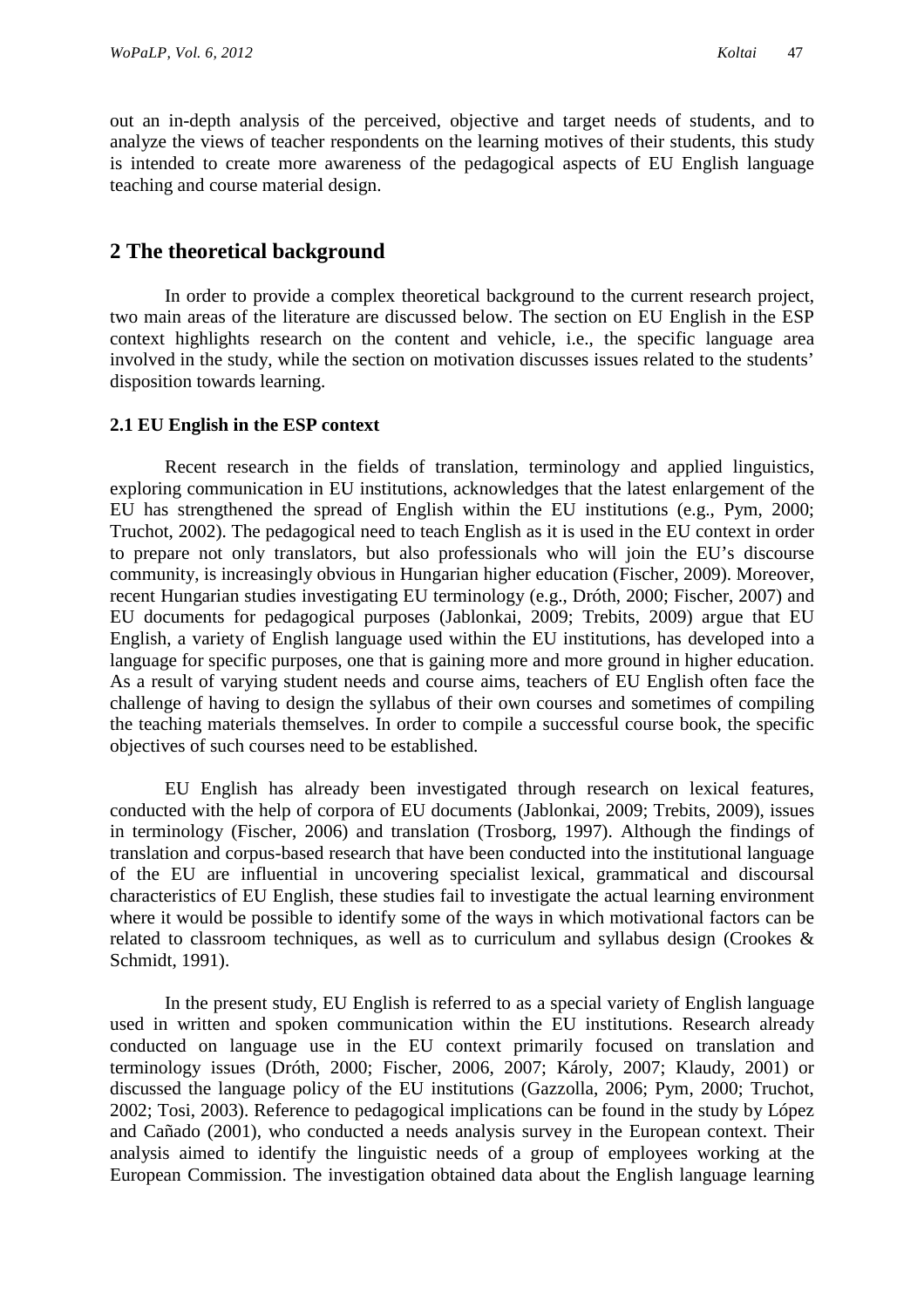out an in-depth analysis of the perceived, objective and target needs of students, and to analyze the views of teacher respondents on the learning motives of their students, this study is intended to create more awareness of the pedagogical aspects of EU English language teaching and course material design.

## 2 The theoretical background

In order to provide a complex theoretical background to the current research project, two main areas of the literature are discussed below. The section on EU English in the ESP context highlights research on the content and vehicle, i.e., the specific language area involved in the study, while the section on motivation discusses issues related to the students' disposition towards learning.

### 2.1 EU English in the ESP context

Recent research in the fields of translation, terminology and applied linguistics, exploring communication in EU institutions, acknowledges that the latest enlargement of the EU has strengthened the spread of English within the EU institutions (e.g., Pym, 2000; Truchot, 2002). The pedagogical need to teach English as it is used in the EU context in order to prepare not only translators, but also professionals who will join the EU's discourse community, is increasingly obvious in Hungarian higher education (Fischer, 2009). Moreover, recent Hungarian studies investigating EU terminology (e.g., Dróth, 2000; Fischer, 2007) and EU documents for pedagogical purposes (Jablonkai, 2009; Trebits, 2009) argue that EU English, a variety of English language used within the EU institutions, has developed into a language for specific purposes, one that is gaining more and more ground in higher education. As a result of varying student needs and course aims, teachers of EU English often face the challenge of having to design the syllabus of their own courses and sometimes of compiling the teaching materials themselves. In order to compile a successful course book, the specific objectives of such courses need to be established.

EU English has already been investigated through research on lexical features, conducted with the help of corpora of EU documents (Jablonkai, 2009; Trebits, 2009), issues in terminology (Fischer, 2006) and translation (Trosborg, 1997). Although the findings of translation and corpus-based research that have been conducted into the institutional language of the EU are influential in uncovering specialist lexical, grammatical and discoursal characteristics of EU English, these studies fail to investigate the actual learning environment where it would be possible to identify some of the ways in which motivational factors can be related to classroom techniques, as well as to curriculum and syllabus design (Crookes & Schmidt, 1991).

In the present study, EU English is referred to as a special variety of English language used in written and spoken communication within the EU institutions. Research already conducted on language use in the EU context primarily focused on translation and terminology issues (Dróth, 2000; Fischer, 2006, 2007; Károly, 2007; Klaudy, 2001) or discussed the language policy of the EU institutions (Gazzolla, 2006; Pym, 2000; Truchot, 2002; Tosi, 2003). Reference to pedagogical implications can be found in the study by López and Cañado (2001), who conducted a needs analysis survey in the European context. Their analysis aimed to identify the linguistic needs of a group of employees working at the European Commission. The investigation obtained data about the English language learning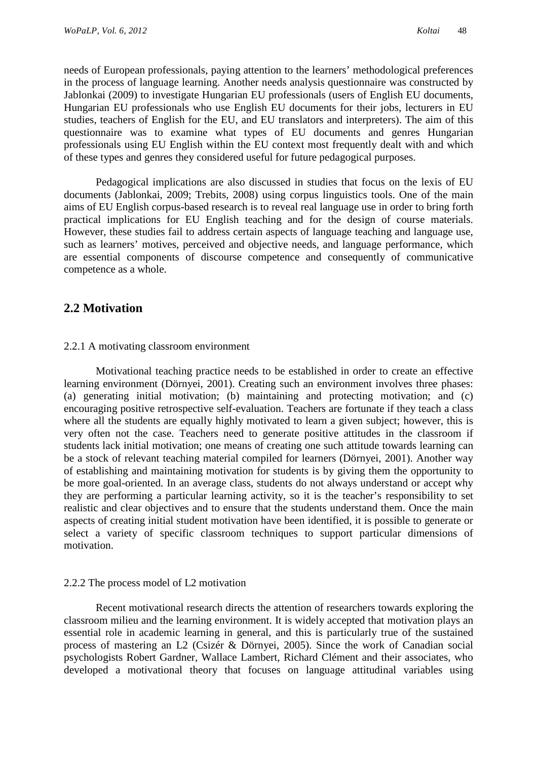needs of European professionals, paying attention to the learners' methodological preferences in the process of language learning. Another needs analysis questionnaire was constructed by Jablonkai (2009) to investigate Hungarian EU professionals (users of English EU documents, Hungarian EU professionals who use English EU documents for their jobs, lecturers in EU studies, teachers of English for the EU, and EU translators and interpreters). The aim of this questionnaire was to examine what types of EU documents and genres Hungarian professionals using EU English within the EU context most frequently dealt with and which of these types and genres they considered useful for future pedagogical purposes.

Pedagogical implications are also discussed in studies that focus on the lexis of EU documents (Jablonkai, 2009; Trebits, 2008) using corpus linguistics tools. One of the main aims of EU English corpus-based research is to reveal real language use in order to bring forth practical implications for EU English teaching and for the design of course materials. However, these studies fail to address certain aspects of language teaching and language use, such as learners' motives, perceived and objective needs, and language performance, which are essential components of discourse competence and consequently of communicative competence as a whole.

## 2.2 Motivation

### 2.2.1 A motivating classroom environment

Motivational teaching practice needs to be established in order to create an effective learning environment (Dörnyei, 2001). Creating such an environment involves three phases: (a) generating initial motivation; (b) maintaining and protecting motivation; and (c) encouraging positive retrospective self-evaluation. Teachers are fortunate if they teach a class where all the students are equally highly motivated to learn a given subject; however, this is very often not the case. Teachers need to generate positive attitudes in the classroom if students lack initial motivation; one means of creating one such attitude towards learning can be a stock of relevant teaching material compiled for learners (Dörnyei, 2001). Another way of establishing and maintaining motivation for students is by giving them the opportunity to be more goal-oriented. In an average class, students do not always understand or accept why they are performing a particular learning activity, so it is the teacher's responsibility to set realistic and clear objectives and to ensure that the students understand them. Once the main aspects of creating initial student motivation have been identified, it is possible to generate or select a variety of specific classroom techniques to support particular dimensions of motivation.

### 2.2.2 The process model of L2 motivation

Recent motivational research directs the attention of researchers towards exploring the classroom milieu and the learning environment. It is widely accepted that motivation plays an essential role in academic learning in general, and this is particularly true of the sustained process of mastering an L2 (Csizér & Dörnyei, 2005). Since the work of Canadian social psychologists Robert Gardner, Wallace Lambert, Richard Clément and their associates, who developed a motivational theory that focuses on language attitudinal variables using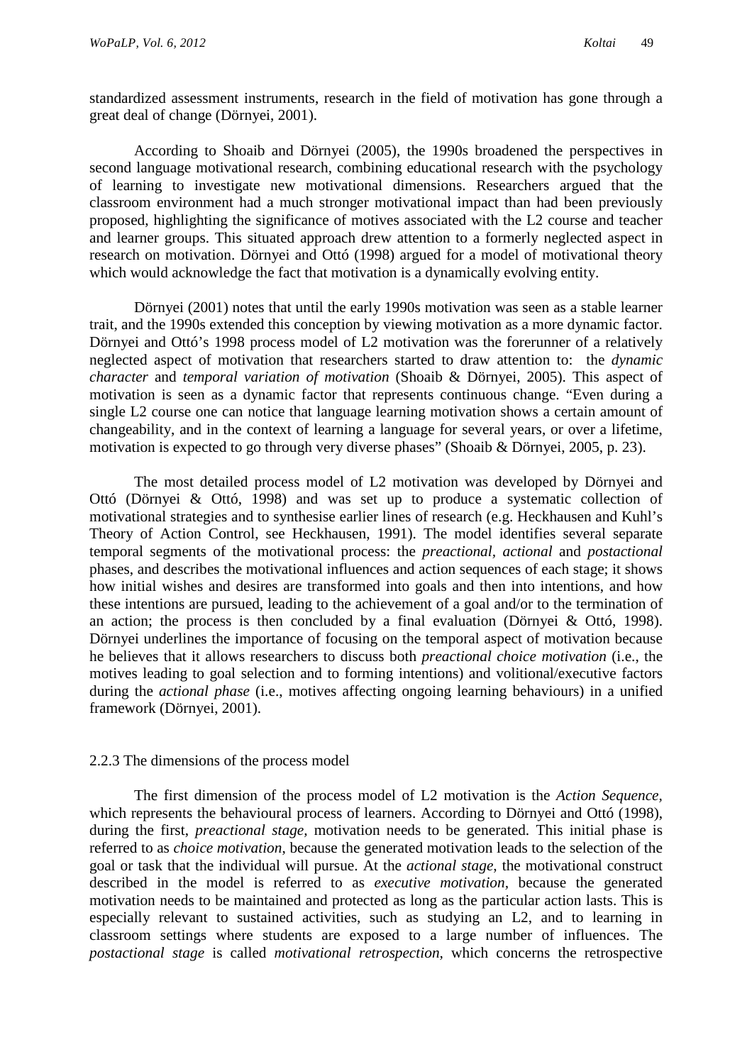standardized assessment instruments, research in the field of motivation has gone through a great deal of change (Dörnyei, 2001).

According to Shoaib and Dörnyei (2005), the 1990s broadened the perspectives in second language motivational research, combining educational research with the psychology of learning to investigate new motivational dimensions. Researchers argued that the classroom environment had a much stronger motivational impact than had been previously proposed, highlighting the significance of motives associated with the L2 course and teacher and learner groups. This situated approach drew attention to a formerly neglected aspect in research on motivation. Dörnyei and Ottó (1998) argued for a model of motivational theory which would acknowledge the fact that motivation is a dynamically evolving entity.

Dörnyei (2001) notes that until the early 1990s motivation was seen as a stable learner trait, and the 1990s extended this conception by viewing motivation as a more dynamic factor. Dörnyei and Ottó's 1998 process model of L2 motivation was the forerunner of a relatively neglected aspect of motivation that researchers started to draw attention to: the *dynamic character* and *temporal variation of motivation* (Shoaib & Dörnyei, 2005). This aspect of motivation is seen as a dynamic factor that represents continuous change. "Even during a single L2 course one can notice that language learning motivation shows a certain amount of changeability, and in the context of learning a language for several years, or over a lifetime, motivation is expected to go through very diverse phases" (Shoaib & Dörnyei, 2005, p. 23).

The most detailed process model of L2 motivation was developed by Dörnyei and Ottó (Dörnyei & Ottó, 1998) and was set up to produce a systematic collection of motivational strategies and to synthesise earlier lines of research (e.g. Heckhausen and Kuhl's Theory of Action Control, see Heckhausen, 1991). The model identifies several separate temporal segments of the motivational process: the *preactional*, *actional* and *postactional* phases, and describes the motivational influences and action sequences of each stage; it shows how initial wishes and desires are transformed into goals and then into intentions, and how these intentions are pursued, leading to the achievement of a goal and/or to the termination of an action; the process is then concluded by a final evaluation (Dörnyei & Ottó, 1998). Dörnyei underlines the importance of focusing on the temporal aspect of motivation because he believes that it allows researchers to discuss both *preactional choice motivation* (i.e., the motives leading to goal selection and to forming intentions) and volitional/executive factors during the *actional phase* (i.e., motives affecting ongoing learning behaviours) in a unified framework (Dörnyei, 2001).

### 2.2.3 The dimensions of the process model

The first dimension of the process model of L2 motivation is the *Action Sequence*, which represents the behavioural process of learners. According to Dörnyei and Ottó (1998), during the first, *preactional stage*, motivation needs to be generated. This initial phase is referred to as *choice motivation*, because the generated motivation leads to the selection of the goal or task that the individual will pursue. At the *actional stage*, the motivational construct described in the model is referred to as *executive motivation*, because the generated motivation needs to be maintained and protected as long as the particular action lasts. This is especially relevant to sustained activities, such as studying an L2, and to learning in classroom settings where students are exposed to a large number of influences. The *postactional stage* is called *motivational retrospection*, which concerns the retrospective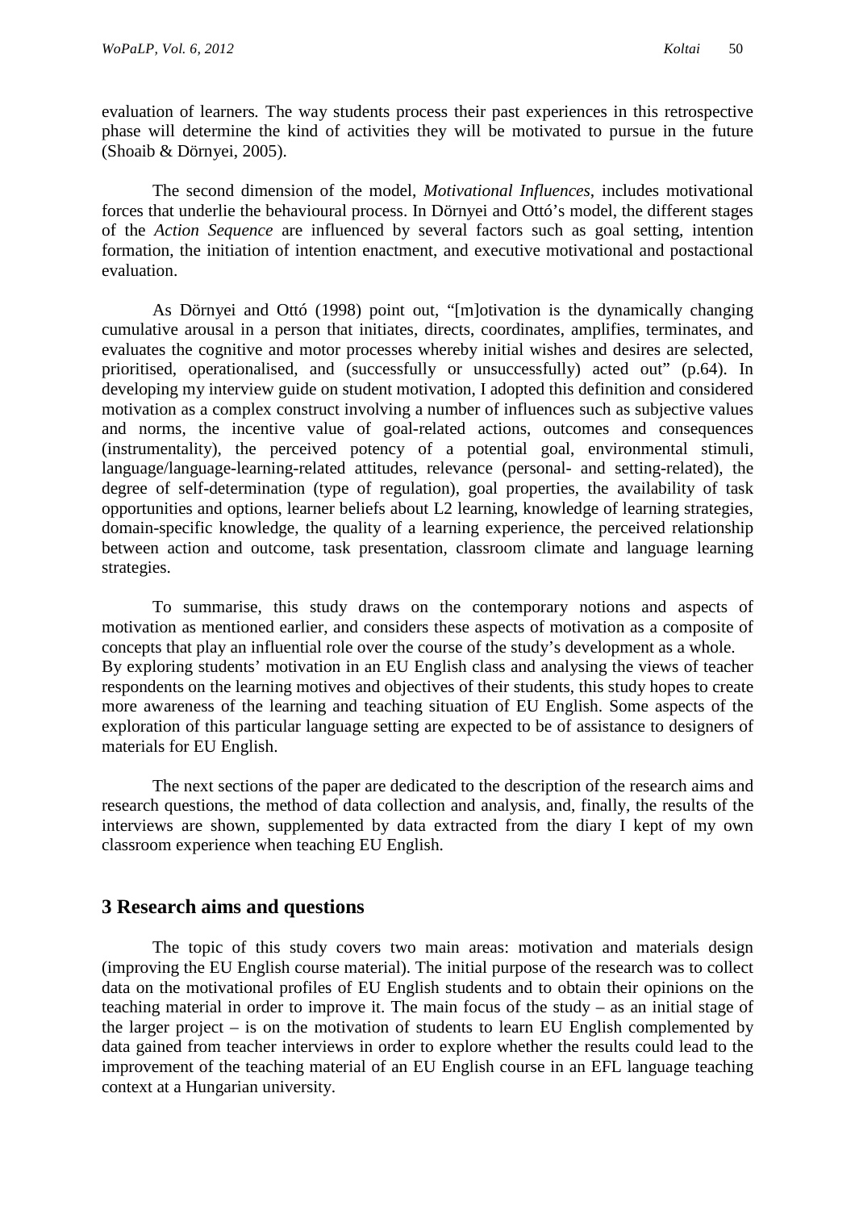evaluation of learners. The way students process their past experiences in this retrospective phase will determine the kind of activities they will be motivated to pursue in the future (Shoaib & Dörnyei, 2005).

The second dimension of the model, *Motivational Influences*, includes motivational forces that underlie the behavioural process. In Dörnyei and Ottó's model, the different stages of the *Action Sequence* are influenced by several factors such as goal setting, intention formation, the initiation of intention enactment, and executive motivational and postactional evaluation.

As Dörnyei and Ottó (1998) point out, "[m]otivation is the dynamically changing cumulative arousal in a person that initiates, directs, coordinates, amplifies, terminates, and evaluates the cognitive and motor processes whereby initial wishes and desires are selected, prioritised, operationalised, and (successfully or unsuccessfully) acted out" (p.64). In developing my interview guide on student motivation, I adopted this definition and considered motivation as a complex construct involving a number of influences such as subjective values and norms, the incentive value of goal-related actions, outcomes and consequences (instrumentality), the perceived potency of a potential goal, environmental stimuli, language/language-learning-related attitudes, relevance (personal- and setting-related), the degree of self-determination (type of regulation), goal properties, the availability of task opportunities and options, learner beliefs about L2 learning, knowledge of learning strategies, domain-specific knowledge, the quality of a learning experience, the perceived relationship between action and outcome, task presentation, classroom climate and language learning strategies.

To summarise, this study draws on the contemporary notions and aspects of motivation as mentioned earlier, and considers these aspects of motivation as a composite of concepts that play an influential role over the course of the study's development as a whole. By exploring students' motivation in an EU English class and analysing the views of teacher respondents on the learning motives and objectives of their students, this study hopes to create more awareness of the learning and teaching situation of EU English. Some aspects of the exploration of this particular language setting are expected to be of assistance to designers of materials for EU English.

The next sections of the paper are dedicated to the description of the research aims and research questions, the method of data collection and analysis, and, finally, the results of the interviews are shown, supplemented by data extracted from the diary I kept of my own classroom experience when teaching EU English.

## 3 Research aims and questions

The topic of this study covers two main areas: motivation and materials design (improving the EU English course material). The initial purpose of the research was to collect data on the motivational profiles of EU English students and to obtain their opinions on the teaching material in order to improve it. The main focus of the study – as an initial stage of the larger project – is on the motivation of students to learn EU English complemented by data gained from teacher interviews in order to explore whether the results could lead to the improvement of the teaching material of an EU English course in an EFL language teaching context at a Hungarian university.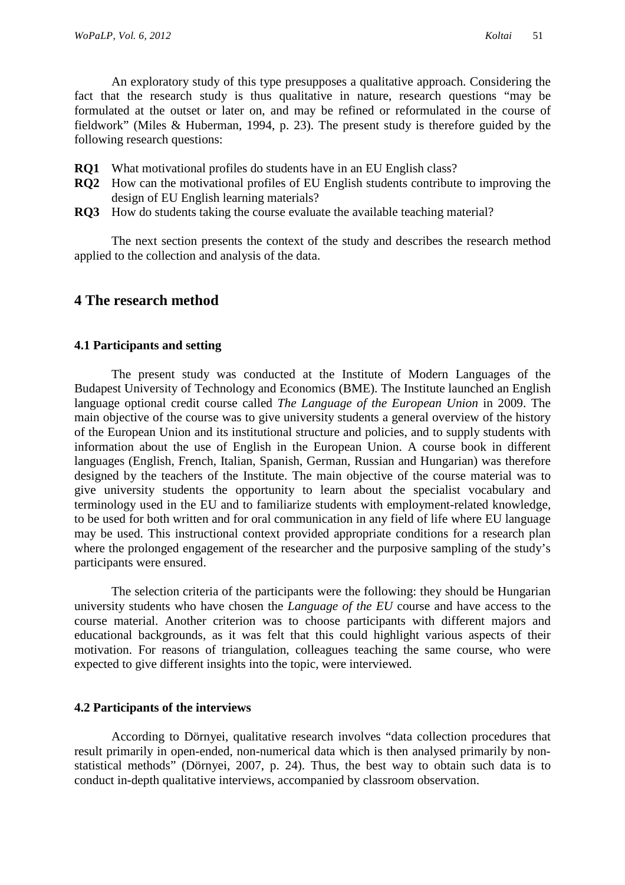An exploratory study of this type presupposes a qualitative approach. Considering the fact that the research study is thus qualitative in nature, research questions "may be formulated at the outset or later on, and may be refined or reformulated in the course of fieldwork" (Miles & Huberman, 1994, p. 23). The present study is therefore guided by the following research questions:

**RQ1** What motivational profiles do students have in an EU English class?
**RQ2** How can the motivational profiles of EU English students contribute to improving the design of EU English learning materials?
**RQ3** How do students taking the course evaluate the available teaching material?

The next section presents the context of the study and describes the research method applied to the collection and analysis of the data.

## 4 The research method

### 4.1 Participants and setting

The present study was conducted at the Institute of Modern Languages of the Budapest University of Technology and Economics (BME). The Institute launched an English language optional credit course called *The Language of the European Union* in 2009. The main objective of the course was to give university students a general overview of the history of the European Union and its institutional structure and policies, and to supply students with information about the use of English in the European Union. A course book in different languages (English, French, Italian, Spanish, German, Russian and Hungarian) was therefore designed by the teachers of the Institute. The main objective of the course material was to give university students the opportunity to learn about the specialist vocabulary and terminology used in the EU and to familiarize students with employment-related knowledge, to be used for both written and for oral communication in any field of life where EU language may be used. This instructional context provided appropriate conditions for a research plan where the prolonged engagement of the researcher and the purposive sampling of the study's participants were ensured.

The selection criteria of the participants were the following: they should be Hungarian university students who have chosen the *Language of the EU* course and have access to the course material. Another criterion was to choose participants with different majors and educational backgrounds, as it was felt that this could highlight various aspects of their motivation. For reasons of triangulation, colleagues teaching the same course, who were expected to give different insights into the topic, were interviewed.

### 4.2 Participants of the interviews

According to Dörnyei, qualitative research involves "data collection procedures that result primarily in open-ended, non-numerical data which is then analysed primarily by non-statistical methods" (Dörnyei, 2007, p. 24). Thus, the best way to obtain such data is to conduct in-depth qualitative interviews, accompanied by classroom observation.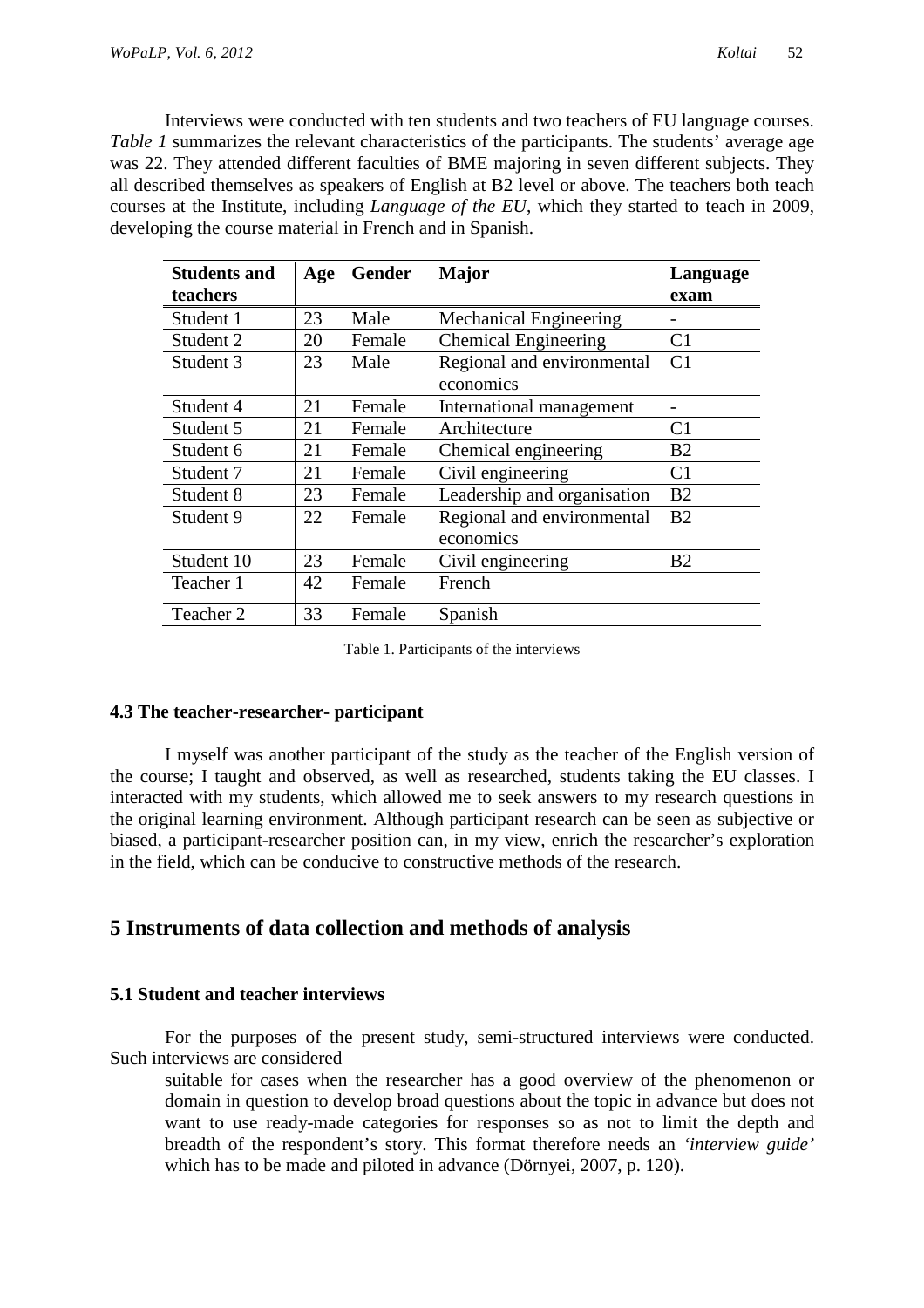Interviews were conducted with ten students and two teachers of EU language courses. *Table 1* summarizes the relevant characteristics of the participants. The students' average age was 22. They attended different faculties of BME majoring in seven different subjects. They all described themselves as speakers of English at B2 level or above. The teachers both teach courses at the Institute, including *Language of the EU*, which they started to teach in 2009, developing the course material in French and in Spanish.

| **Students and teachers** | **Age** | **Gender** | **Major** | **Language exam** |
|---|---|---|---|---|
| Student 1 | 23 | Male | Mechanical Engineering | - |
| Student 2 | 20 | Female | Chemical Engineering | C1 |
| Student 3 | 23 | Male | Regional and environmental economics | C1 |
| Student 4 | 21 | Female | International management | - |
| Student 5 | 21 | Female | Architecture | C1 |
| Student 6 | 21 | Female | Chemical engineering | B2 |
| Student 7 | 21 | Female | Civil engineering | C1 |
| Student 8 | 23 | Female | Leadership and organisation | B2 |
| Student 9 | 22 | Female | Regional and environmental economics | B2 |
| Student 10 | 23 | Female | Civil engineering | B2 |
| Teacher 1 | 42 | Female | French | |
| Teacher 2 | 33 | Female | Spanish | |

Table 1. Participants of the interviews

### 4.3 The teacher-researcher- participant

I myself was another participant of the study as the teacher of the English version of the course; I taught and observed, as well as researched, students taking the EU classes. I interacted with my students, which allowed me to seek answers to my research questions in the original learning environment. Although participant research can be seen as subjective or biased, a participant-researcher position can, in my view, enrich the researcher's exploration in the field, which can be conducive to constructive methods of the research.

## 5 Instruments of data collection and methods of analysis

### 5.1 Student and teacher interviews

For the purposes of the present study, semi-structured interviews were conducted. Such interviews are considered

> suitable for cases when the researcher has a good overview of the phenomenon or domain in question to develop broad questions about the topic in advance but does not want to use ready-made categories for responses so as not to limit the depth and breadth of the respondent's story. This format therefore needs an *'interview guide'* which has to be made and piloted in advance (Dörnyei, 2007, p. 120).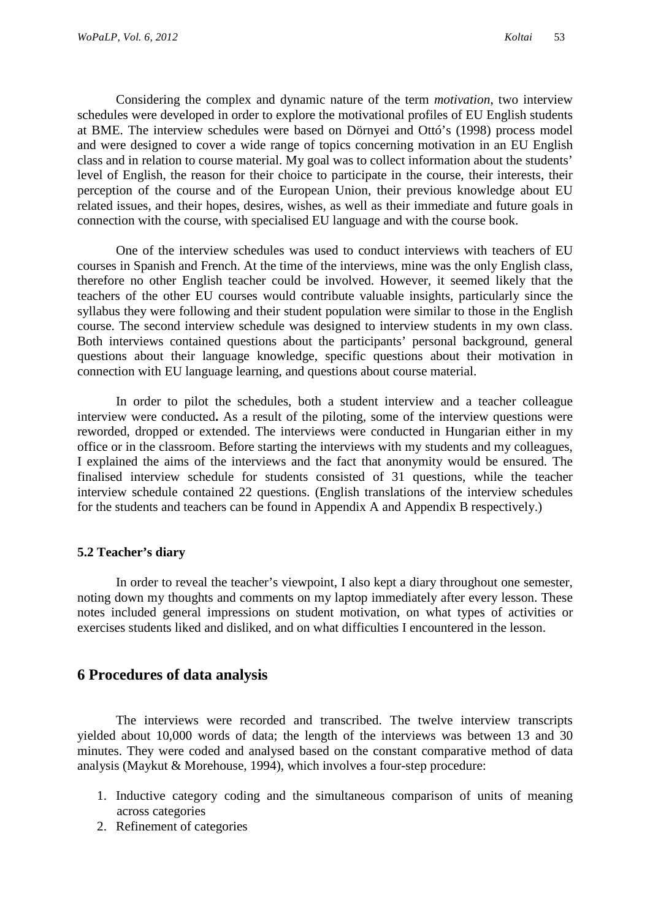Considering the complex and dynamic nature of the term *motivation*, two interview schedules were developed in order to explore the motivational profiles of EU English students at BME. The interview schedules were based on Dörnyei and Ottó's (1998) process model and were designed to cover a wide range of topics concerning motivation in an EU English class and in relation to course material. My goal was to collect information about the students' level of English, the reason for their choice to participate in the course, their interests, their perception of the course and of the European Union, their previous knowledge about EU related issues, and their hopes, desires, wishes, as well as their immediate and future goals in connection with the course, with specialised EU language and with the course book.

One of the interview schedules was used to conduct interviews with teachers of EU courses in Spanish and French. At the time of the interviews, mine was the only English class, therefore no other English teacher could be involved. However, it seemed likely that the teachers of the other EU courses would contribute valuable insights, particularly since the syllabus they were following and their student population were similar to those in the English course. The second interview schedule was designed to interview students in my own class. Both interviews contained questions about the participants' personal background, general questions about their language knowledge, specific questions about their motivation in connection with EU language learning, and questions about course material.

In order to pilot the schedules, both a student interview and a teacher colleague interview were conducted**.** As a result of the piloting, some of the interview questions were reworded, dropped or extended. The interviews were conducted in Hungarian either in my office or in the classroom. Before starting the interviews with my students and my colleagues, I explained the aims of the interviews and the fact that anonymity would be ensured. The finalised interview schedule for students consisted of 31 questions, while the teacher interview schedule contained 22 questions. (English translations of the interview schedules for the students and teachers can be found in Appendix A and Appendix B respectively.)

### 5.2 Teacher's diary

In order to reveal the teacher's viewpoint, I also kept a diary throughout one semester, noting down my thoughts and comments on my laptop immediately after every lesson. These notes included general impressions on student motivation, on what types of activities or exercises students liked and disliked, and on what difficulties I encountered in the lesson.

## 6 Procedures of data analysis

The interviews were recorded and transcribed. The twelve interview transcripts yielded about 10,000 words of data; the length of the interviews was between 13 and 30 minutes. They were coded and analysed based on the constant comparative method of data analysis (Maykut & Morehouse, 1994), which involves a four-step procedure:

1. Inductive category coding and the simultaneous comparison of units of meaning across categories
2. Refinement of categories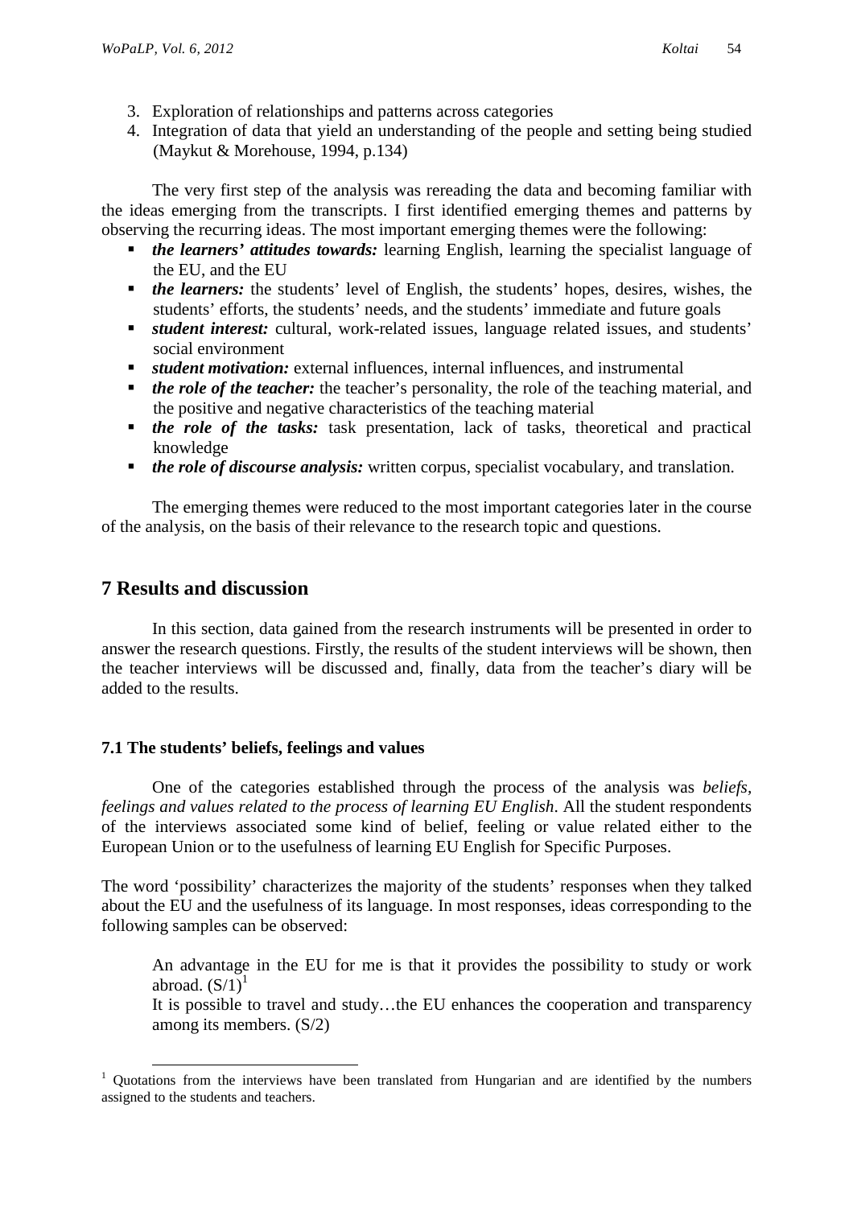3. Exploration of relationships and patterns across categories
4. Integration of data that yield an understanding of the people and setting being studied (Maykut & Morehouse, 1994, p.134)

The very first step of the analysis was rereading the data and becoming familiar with the ideas emerging from the transcripts. I first identified emerging themes and patterns by observing the recurring ideas. The most important emerging themes were the following:

- ***the learners' attitudes towards:*** learning English, learning the specialist language of the EU, and the EU
- ***the learners:*** the students' level of English, the students' hopes, desires, wishes, the students' efforts, the students' needs, and the students' immediate and future goals
- ***student interest:*** cultural, work-related issues, language related issues, and students' social environment
- ***student motivation:*** external influences, internal influences, and instrumental
- ***the role of the teacher:*** the teacher's personality, the role of the teaching material, and the positive and negative characteristics of the teaching material
- ***the role of the tasks:*** task presentation, lack of tasks, theoretical and practical knowledge
- ***the role of discourse analysis:*** written corpus, specialist vocabulary, and translation.

The emerging themes were reduced to the most important categories later in the course of the analysis, on the basis of their relevance to the research topic and questions.

## 7 Results and discussion

In this section, data gained from the research instruments will be presented in order to answer the research questions. Firstly, the results of the student interviews will be shown, then the teacher interviews will be discussed and, finally, data from the teacher's diary will be added to the results.

### 7.1 The students' beliefs, feelings and values

One of the categories established through the process of the analysis was *beliefs, feelings and values related to the process of learning EU English*. All the student respondents of the interviews associated some kind of belief, feeling or value related either to the European Union or to the usefulness of learning EU English for Specific Purposes.

The word 'possibility' characterizes the majority of the students' responses when they talked about the EU and the usefulness of its language. In most responses, ideas corresponding to the following samples can be observed:

> An advantage in the EU for me is that it provides the possibility to study or work abroad. (S/1)[1]
>
> It is possible to travel and study…the EU enhances the cooperation and transparency among its members. (S/2)

[1] Quotations from the interviews have been translated from Hungarian and are identified by the numbers assigned to the students and teachers.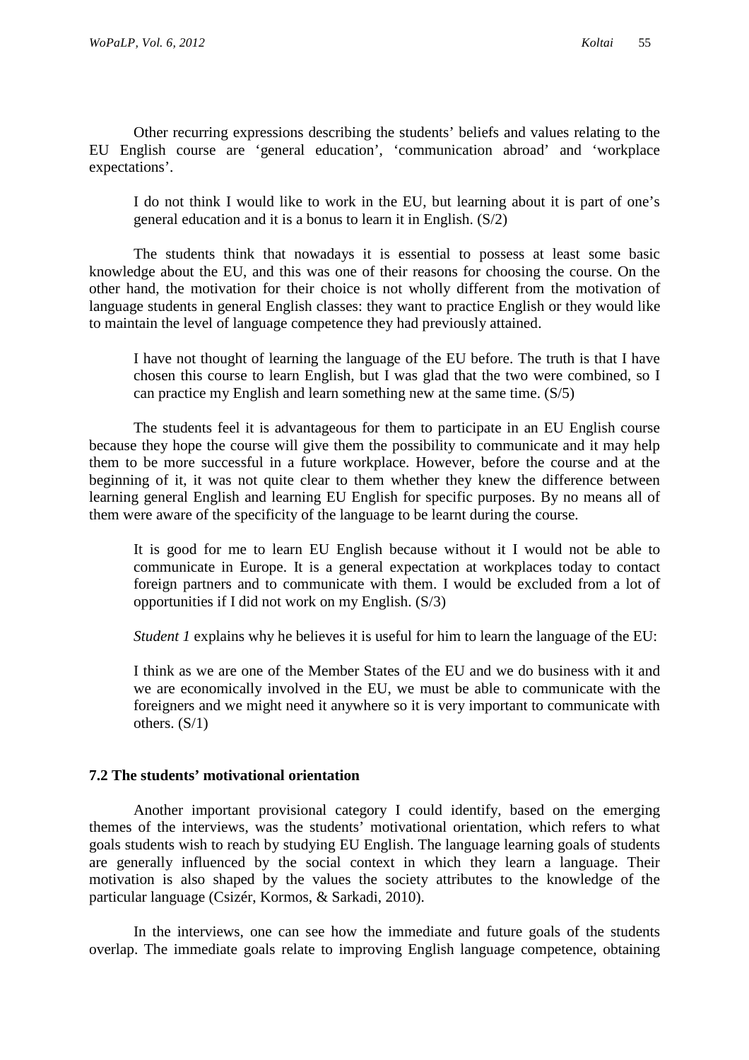Other recurring expressions describing the students' beliefs and values relating to the EU English course are 'general education', 'communication abroad' and 'workplace expectations'.

> I do not think I would like to work in the EU, but learning about it is part of one's general education and it is a bonus to learn it in English. (S/2)

The students think that nowadays it is essential to possess at least some basic knowledge about the EU, and this was one of their reasons for choosing the course. On the other hand, the motivation for their choice is not wholly different from the motivation of language students in general English classes: they want to practice English or they would like to maintain the level of language competence they had previously attained.

> I have not thought of learning the language of the EU before. The truth is that I have chosen this course to learn English, but I was glad that the two were combined, so I can practice my English and learn something new at the same time. (S/5)

The students feel it is advantageous for them to participate in an EU English course because they hope the course will give them the possibility to communicate and it may help them to be more successful in a future workplace. However, before the course and at the beginning of it, it was not quite clear to them whether they knew the difference between learning general English and learning EU English for specific purposes. By no means all of them were aware of the specificity of the language to be learnt during the course.

> It is good for me to learn EU English because without it I would not be able to communicate in Europe. It is a general expectation at workplaces today to contact foreign partners and to communicate with them. I would be excluded from a lot of opportunities if I did not work on my English. (S/3)

*Student 1* explains why he believes it is useful for him to learn the language of the EU:

> I think as we are one of the Member States of the EU and we do business with it and we are economically involved in the EU, we must be able to communicate with the foreigners and we might need it anywhere so it is very important to communicate with others. (S/1)

### 7.2 The students' motivational orientation

Another important provisional category I could identify, based on the emerging themes of the interviews, was the students' motivational orientation, which refers to what goals students wish to reach by studying EU English. The language learning goals of students are generally influenced by the social context in which they learn a language. Their motivation is also shaped by the values the society attributes to the knowledge of the particular language (Csizér, Kormos, & Sarkadi, 2010).

In the interviews, one can see how the immediate and future goals of the students overlap. The immediate goals relate to improving English language competence, obtaining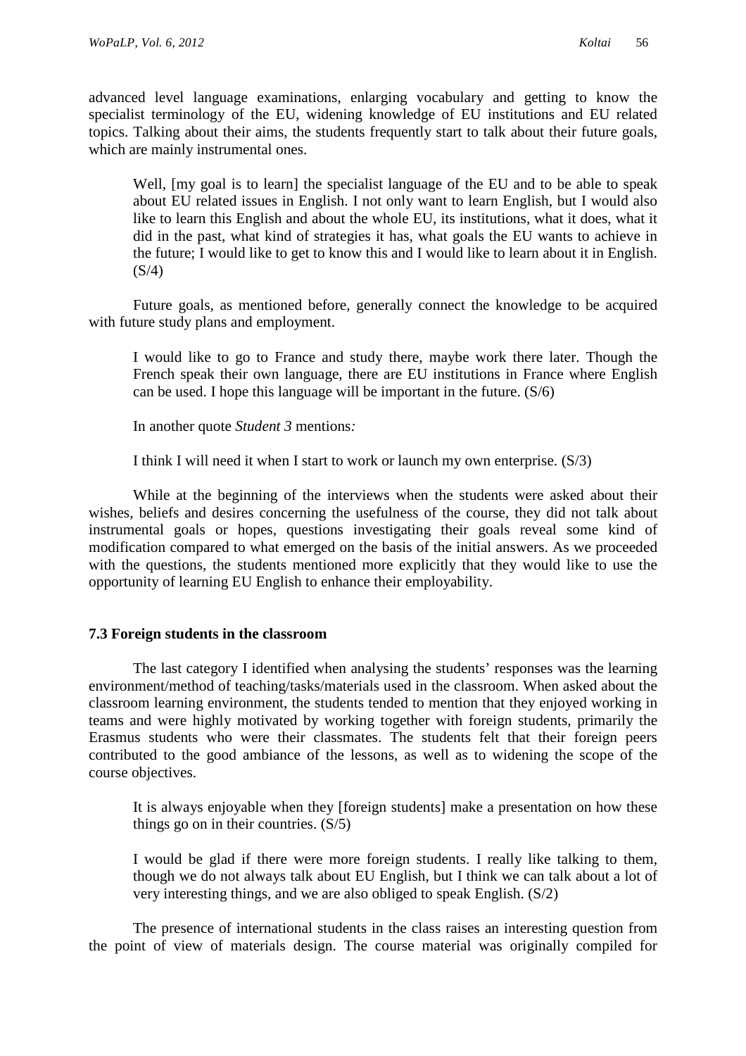advanced level language examinations, enlarging vocabulary and getting to know the specialist terminology of the EU, widening knowledge of EU institutions and EU related topics. Talking about their aims, the students frequently start to talk about their future goals, which are mainly instrumental ones.

> Well, [my goal is to learn] the specialist language of the EU and to be able to speak about EU related issues in English. I not only want to learn English, but I would also like to learn this English and about the whole EU, its institutions, what it does, what it did in the past, what kind of strategies it has, what goals the EU wants to achieve in the future; I would like to get to know this and I would like to learn about it in English. (S/4)

Future goals, as mentioned before, generally connect the knowledge to be acquired with future study plans and employment.

> I would like to go to France and study there, maybe work there later. Though the French speak their own language, there are EU institutions in France where English can be used. I hope this language will be important in the future. (S/6)

> In another quote *Student 3* mentions*:*

> I think I will need it when I start to work or launch my own enterprise. (S/3)

While at the beginning of the interviews when the students were asked about their wishes, beliefs and desires concerning the usefulness of the course, they did not talk about instrumental goals or hopes, questions investigating their goals reveal some kind of modification compared to what emerged on the basis of the initial answers. As we proceeded with the questions, the students mentioned more explicitly that they would like to use the opportunity of learning EU English to enhance their employability.

### 7.3 Foreign students in the classroom

The last category I identified when analysing the students' responses was the learning environment/method of teaching/tasks/materials used in the classroom. When asked about the classroom learning environment, the students tended to mention that they enjoyed working in teams and were highly motivated by working together with foreign students, primarily the Erasmus students who were their classmates. The students felt that their foreign peers contributed to the good ambiance of the lessons, as well as to widening the scope of the course objectives.

> It is always enjoyable when they [foreign students] make a presentation on how these things go on in their countries. (S/5)

> I would be glad if there were more foreign students. I really like talking to them, though we do not always talk about EU English, but I think we can talk about a lot of very interesting things, and we are also obliged to speak English. (S/2)

The presence of international students in the class raises an interesting question from the point of view of materials design. The course material was originally compiled for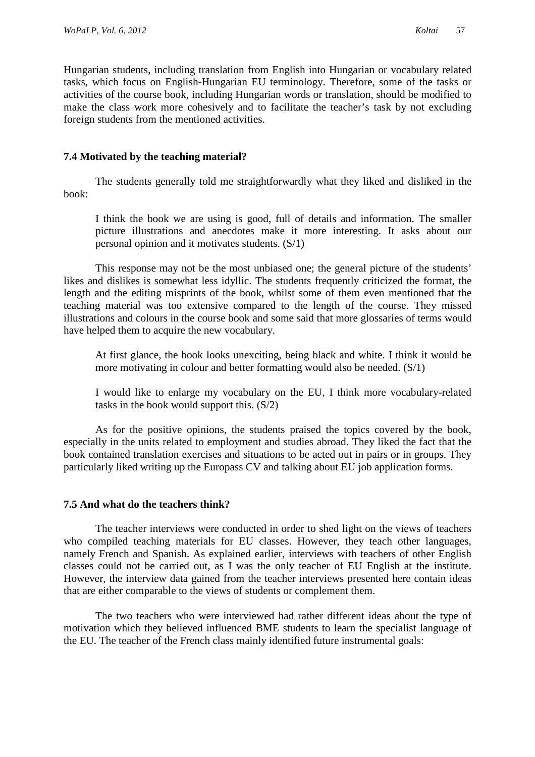Hungarian students, including translation from English into Hungarian or vocabulary related tasks, which focus on English-Hungarian EU terminology. Therefore, some of the tasks or activities of the course book, including Hungarian words or translation, should be modified to make the class work more cohesively and to facilitate the teacher's task by not excluding foreign students from the mentioned activities.

### 7.4 Motivated by the teaching material?

The students generally told me straightforwardly what they liked and disliked in the book:

> I think the book we are using is good, full of details and information. The smaller picture illustrations and anecdotes make it more interesting. It asks about our personal opinion and it motivates students. (S/1)

This response may not be the most unbiased one; the general picture of the students' likes and dislikes is somewhat less idyllic. The students frequently criticized the format, the length and the editing misprints of the book, whilst some of them even mentioned that the teaching material was too extensive compared to the length of the course. They missed illustrations and colours in the course book and some said that more glossaries of terms would have helped them to acquire the new vocabulary.

> At first glance, the book looks unexciting, being black and white. I think it would be more motivating in colour and better formatting would also be needed. (S/1)

> I would like to enlarge my vocabulary on the EU, I think more vocabulary-related tasks in the book would support this. (S/2)

As for the positive opinions, the students praised the topics covered by the book, especially in the units related to employment and studies abroad. They liked the fact that the book contained translation exercises and situations to be acted out in pairs or in groups. They particularly liked writing up the Europass CV and talking about EU job application forms.

### 7.5 And what do the teachers think?

The teacher interviews were conducted in order to shed light on the views of teachers who compiled teaching materials for EU classes. However, they teach other languages, namely French and Spanish. As explained earlier, interviews with teachers of other English classes could not be carried out, as I was the only teacher of EU English at the institute. However, the interview data gained from the teacher interviews presented here contain ideas that are either comparable to the views of students or complement them.

The two teachers who were interviewed had rather different ideas about the type of motivation which they believed influenced BME students to learn the specialist language of the EU. The teacher of the French class mainly identified future instrumental goals: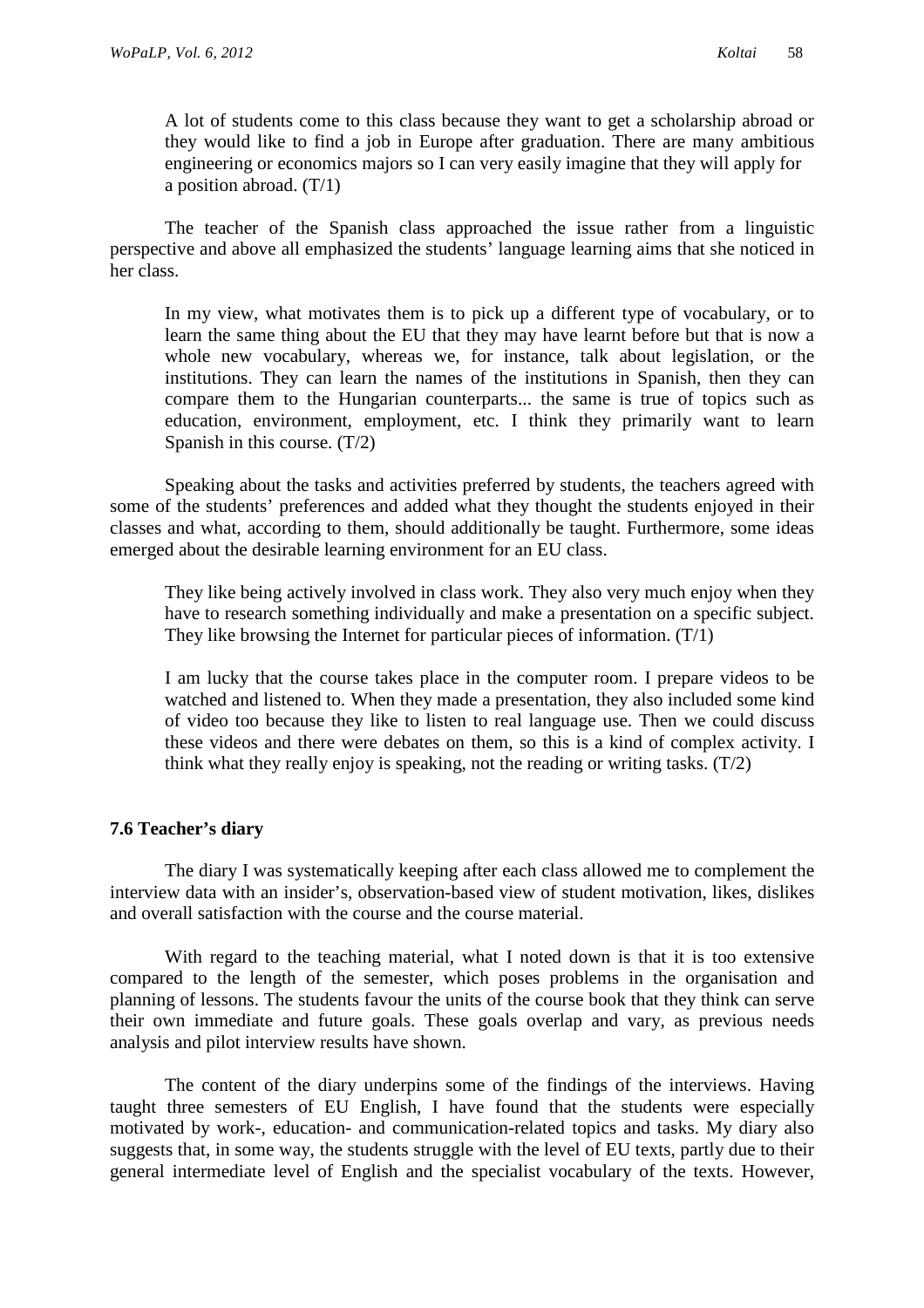> A lot of students come to this class because they want to get a scholarship abroad or they would like to find a job in Europe after graduation. There are many ambitious engineering or economics majors so I can very easily imagine that they will apply for a position abroad. (T/1)

The teacher of the Spanish class approached the issue rather from a linguistic perspective and above all emphasized the students' language learning aims that she noticed in her class.

> In my view, what motivates them is to pick up a different type of vocabulary, or to learn the same thing about the EU that they may have learnt before but that is now a whole new vocabulary, whereas we, for instance, talk about legislation, or the institutions. They can learn the names of the institutions in Spanish, then they can compare them to the Hungarian counterparts... the same is true of topics such as education, environment, employment, etc. I think they primarily want to learn Spanish in this course. (T/2)

Speaking about the tasks and activities preferred by students, the teachers agreed with some of the students' preferences and added what they thought the students enjoyed in their classes and what, according to them, should additionally be taught. Furthermore, some ideas emerged about the desirable learning environment for an EU class.

> They like being actively involved in class work. They also very much enjoy when they have to research something individually and make a presentation on a specific subject. They like browsing the Internet for particular pieces of information. (T/1)

> I am lucky that the course takes place in the computer room. I prepare videos to be watched and listened to. When they made a presentation, they also included some kind of video too because they like to listen to real language use. Then we could discuss these videos and there were debates on them, so this is a kind of complex activity. I think what they really enjoy is speaking, not the reading or writing tasks. (T/2)

### 7.6 Teacher's diary

The diary I was systematically keeping after each class allowed me to complement the interview data with an insider's, observation-based view of student motivation, likes, dislikes and overall satisfaction with the course and the course material.

With regard to the teaching material, what I noted down is that it is too extensive compared to the length of the semester, which poses problems in the organisation and planning of lessons. The students favour the units of the course book that they think can serve their own immediate and future goals. These goals overlap and vary, as previous needs analysis and pilot interview results have shown.

The content of the diary underpins some of the findings of the interviews. Having taught three semesters of EU English, I have found that the students were especially motivated by work-, education- and communication-related topics and tasks. My diary also suggests that, in some way, the students struggle with the level of EU texts, partly due to their general intermediate level of English and the specialist vocabulary of the texts. However,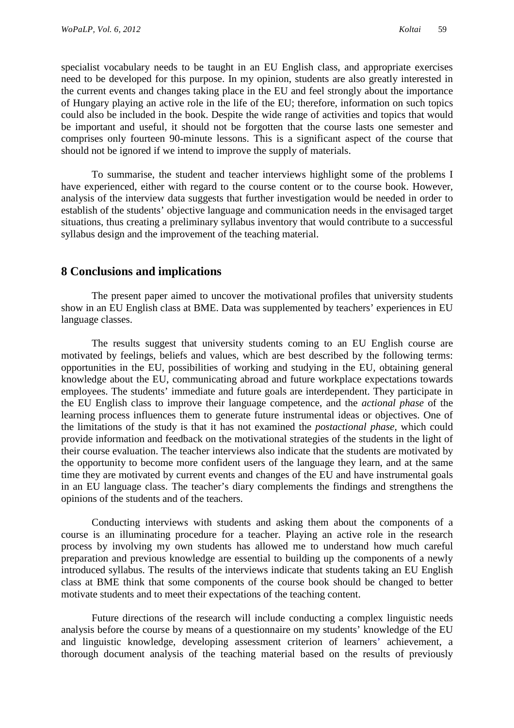specialist vocabulary needs to be taught in an EU English class, and appropriate exercises need to be developed for this purpose. In my opinion, students are also greatly interested in the current events and changes taking place in the EU and feel strongly about the importance of Hungary playing an active role in the life of the EU; therefore, information on such topics could also be included in the book. Despite the wide range of activities and topics that would be important and useful, it should not be forgotten that the course lasts one semester and comprises only fourteen 90-minute lessons. This is a significant aspect of the course that should not be ignored if we intend to improve the supply of materials.

To summarise, the student and teacher interviews highlight some of the problems I have experienced, either with regard to the course content or to the course book. However, analysis of the interview data suggests that further investigation would be needed in order to establish of the students' objective language and communication needs in the envisaged target situations, thus creating a preliminary syllabus inventory that would contribute to a successful syllabus design and the improvement of the teaching material.

## 8 Conclusions and implications

The present paper aimed to uncover the motivational profiles that university students show in an EU English class at BME. Data was supplemented by teachers' experiences in EU language classes.

The results suggest that university students coming to an EU English course are motivated by feelings, beliefs and values, which are best described by the following terms: opportunities in the EU, possibilities of working and studying in the EU, obtaining general knowledge about the EU, communicating abroad and future workplace expectations towards employees. The students' immediate and future goals are interdependent. They participate in the EU English class to improve their language competence, and the *actional phase* of the learning process influences them to generate future instrumental ideas or objectives. One of the limitations of the study is that it has not examined the *postactional phase*, which could provide information and feedback on the motivational strategies of the students in the light of their course evaluation. The teacher interviews also indicate that the students are motivated by the opportunity to become more confident users of the language they learn, and at the same time they are motivated by current events and changes of the EU and have instrumental goals in an EU language class. The teacher's diary complements the findings and strengthens the opinions of the students and of the teachers.

Conducting interviews with students and asking them about the components of a course is an illuminating procedure for a teacher. Playing an active role in the research process by involving my own students has allowed me to understand how much careful preparation and previous knowledge are essential to building up the components of a newly introduced syllabus. The results of the interviews indicate that students taking an EU English class at BME think that some components of the course book should be changed to better motivate students and to meet their expectations of the teaching content.

Future directions of the research will include conducting a complex linguistic needs analysis before the course by means of a questionnaire on my students' knowledge of the EU and linguistic knowledge, developing assessment criterion of learners' achievement, a thorough document analysis of the teaching material based on the results of previously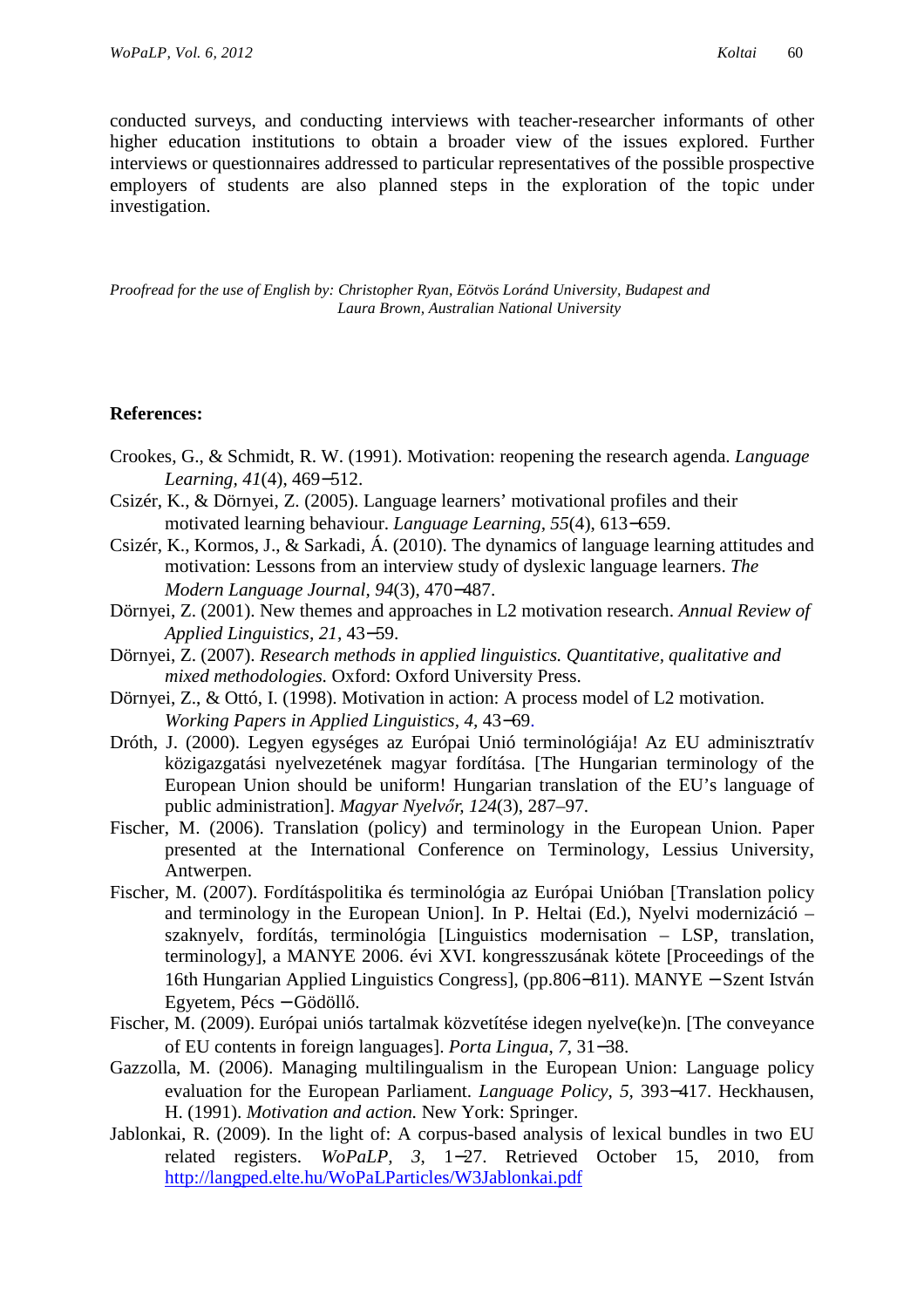conducted surveys, and conducting interviews with teacher-researcher informants of other higher education institutions to obtain a broader view of the issues explored. Further interviews or questionnaires addressed to particular representatives of the possible prospective employers of students are also planned steps in the exploration of the topic under investigation.

*Proofread for the use of English by: Christopher Ryan, Eötvös Loránd University, Budapest and Laura Brown, Australian National University*

**References:**

Crookes, G., & Schmidt, R. W. (1991). Motivation: reopening the research agenda. *Language Learning, 41*(4), 469−512.

Csizér, K., & Dörnyei, Z. (2005). Language learners' motivational profiles and their motivated learning behaviour. *Language Learning, 55*(4), 613−659.

Csizér, K., Kormos, J., & Sarkadi, Á. (2010). The dynamics of language learning attitudes and motivation: Lessons from an interview study of dyslexic language learners. *The Modern Language Journal, 94*(3), 470−487.

Dörnyei, Z. (2001). New themes and approaches in L2 motivation research. *Annual Review of Applied Linguistics, 21*, 43−59.

Dörnyei, Z. (2007). *Research methods in applied linguistics. Quantitative, qualitative and mixed methodologies.* Oxford: Oxford University Press.

Dörnyei, Z., & Ottó, I. (1998). Motivation in action: A process model of L2 motivation. *Working Papers in Applied Linguistics, 4*, 43−69.

Dróth, J. (2000). Legyen egységes az Európai Unió terminológiája! Az EU adminisztratív közigazgatási nyelvezetének magyar fordítása. [The Hungarian terminology of the European Union should be uniform! Hungarian translation of the EU's language of public administration]. *Magyar Nyelvőr, 124*(3), 287–97.

Fischer, M. (2006). Translation (policy) and terminology in the European Union. Paper presented at the International Conference on Terminology, Lessius University, Antwerpen.

Fischer, M. (2007). Fordításpolitika és terminológia az Európai Unióban [Translation policy and terminology in the European Union]. In P. Heltai (Ed.), Nyelvi modernizáció – szaknyelv, fordítás, terminológia [Linguistics modernisation – LSP, translation, terminology], a MANYE 2006. évi XVI. kongresszusának kötete [Proceedings of the 16th Hungarian Applied Linguistics Congress], (pp.806−811). MANYE − Szent István Egyetem, Pécs − Gödöllő.

Fischer, M. (2009). Európai uniós tartalmak közvetítése idegen nyelve(ke)n. [The conveyance of EU contents in foreign languages]. *Porta Lingua, 7*, 31−38.

Gazzolla, M. (2006). Managing multilingualism in the European Union: Language policy evaluation for the European Parliament. *Language Policy, 5*, 393−417. Heckhausen, H. (1991). *Motivation and action.* New York: Springer.

Jablonkai, R. (2009). In the light of: A corpus-based analysis of lexical bundles in two EU related registers. *WoPaLP, 3*, 1−27. Retrieved October 15, 2010, from http://langped.elte.hu/WoPaLParticles/W3Jablonkai.pdf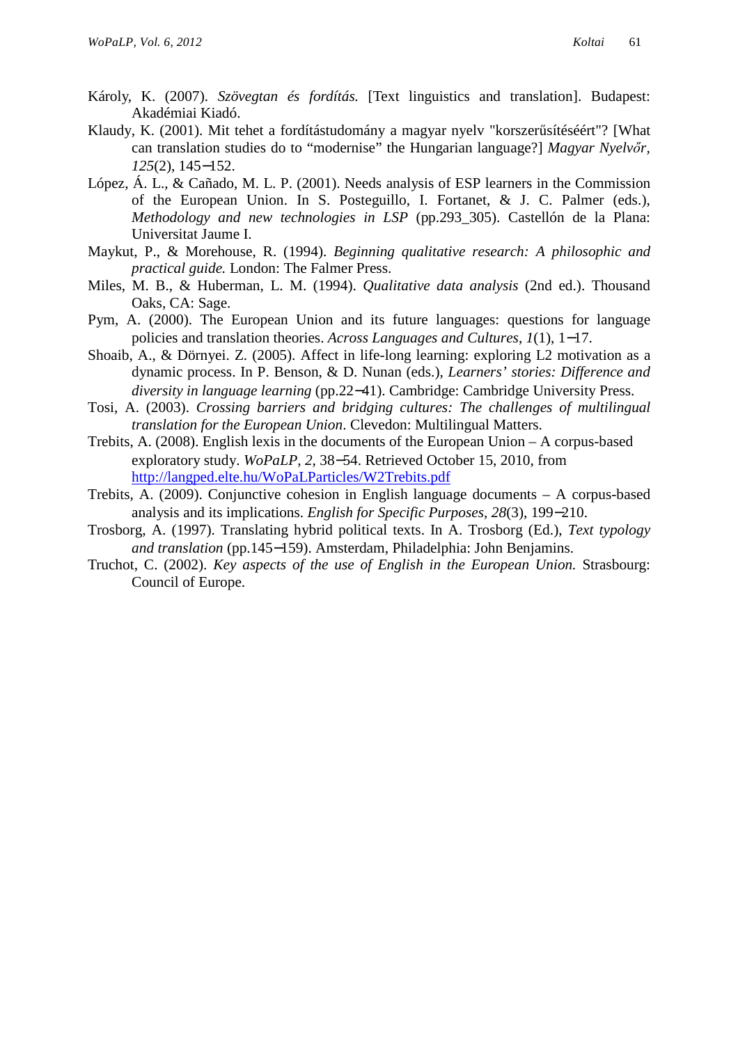Károly, K. (2007). *Szövegtan és fordítás.* [Text linguistics and translation]. Budapest: Akadémiai Kiadó.

Klaudy, K. (2001). Mit tehet a fordítástudomány a magyar nyelv "korszerűsítéséért"? [What can translation studies do to “modernise” the Hungarian language?] *Magyar Nyelvőr, 125*(2), 145−152.

López, Á. L., & Cañado, M. L. P. (2001). Needs analysis of ESP learners in the Commission of the European Union. In S. Posteguillo, I. Fortanet, & J. C. Palmer (eds.), *Methodology and new technologies in LSP* (pp.293_305). Castellón de la Plana: Universitat Jaume I.

Maykut, P., & Morehouse, R. (1994). *Beginning qualitative research: A philosophic and practical guide.* London: The Falmer Press.

Miles, M. B., & Huberman, L. M. (1994). *Qualitative data analysis* (2nd ed.). Thousand Oaks, CA: Sage.

Pym, A. (2000). The European Union and its future languages: questions for language policies and translation theories. *Across Languages and Cultures*, *1*(1), 1−17.

Shoaib, A., & Dörnyei. Z. (2005). Affect in life-long learning: exploring L2 motivation as a dynamic process. In P. Benson, & D. Nunan (eds.), *Learners' stories: Difference and diversity in language learning* (pp.22−41). Cambridge: Cambridge University Press.

Tosi, A. (2003). *Crossing barriers and bridging cultures: The challenges of multilingual translation for the European Union*. Clevedon: Multilingual Matters.

Trebits, A. (2008). English lexis in the documents of the European Union – A corpus-based exploratory study. *WoPaLP, 2*, 38−54. Retrieved October 15, 2010, from http://langped.elte.hu/WoPaLParticles/W2Trebits.pdf

Trebits, A. (2009). Conjunctive cohesion in English language documents – A corpus-based analysis and its implications. *English for Specific Purposes*, *28*(3), 199−210.

Trosborg, A. (1997). Translating hybrid political texts. In A. Trosborg (Ed.), *Text typology and translation* (pp.145−159). Amsterdam, Philadelphia: John Benjamins.

Truchot, C. (2002). *Key aspects of the use of English in the European Union.* Strasbourg: Council of Europe.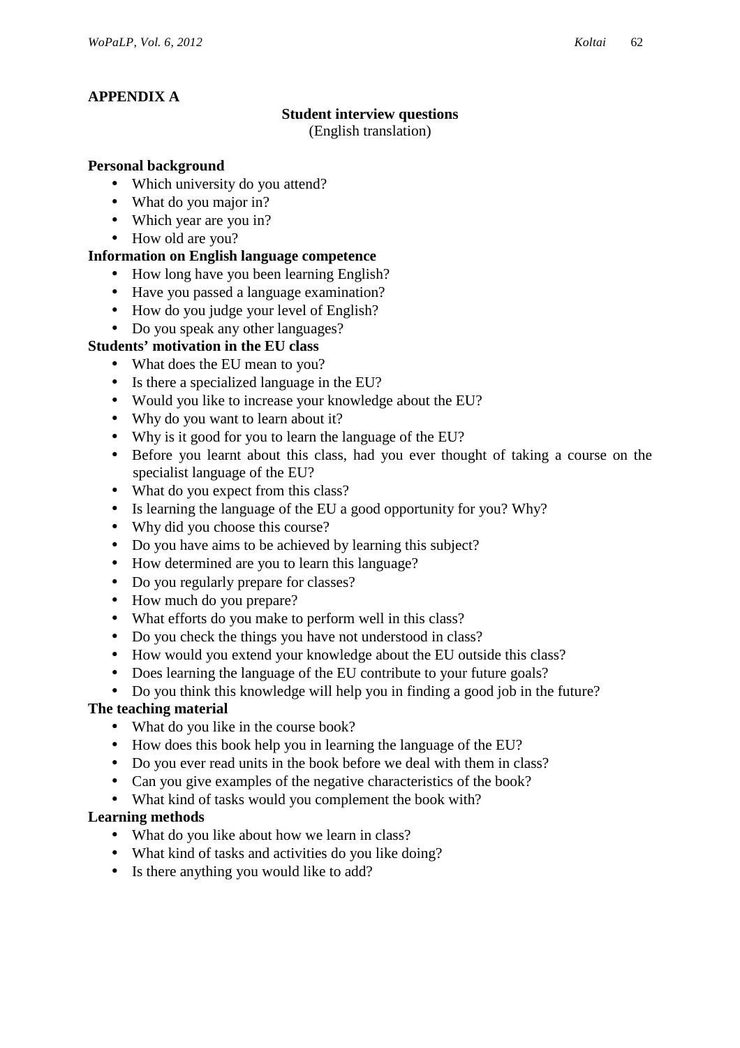## APPENDIX A

**Student interview questions**
(English translation)

**Personal background**

- Which university do you attend?
- What do you major in?
- Which year are you in?
- How old are you?

**Information on English language competence**

- How long have you been learning English?
- Have you passed a language examination?
- How do you judge your level of English?
- Do you speak any other languages?

**Students' motivation in the EU class**

- What does the EU mean to you?
- Is there a specialized language in the EU?
- Would you like to increase your knowledge about the EU?
- Why do you want to learn about it?
- Why is it good for you to learn the language of the EU?
- Before you learnt about this class, had you ever thought of taking a course on the specialist language of the EU?
- What do you expect from this class?
- Is learning the language of the EU a good opportunity for you? Why?
- Why did you choose this course?
- Do you have aims to be achieved by learning this subject?
- How determined are you to learn this language?
- Do you regularly prepare for classes?
- How much do you prepare?
- What efforts do you make to perform well in this class?
- Do you check the things you have not understood in class?
- How would you extend your knowledge about the EU outside this class?
- Does learning the language of the EU contribute to your future goals?
- Do you think this knowledge will help you in finding a good job in the future?

**The teaching material**

- What do you like in the course book?
- How does this book help you in learning the language of the EU?
- Do you ever read units in the book before we deal with them in class?
- Can you give examples of the negative characteristics of the book?
- What kind of tasks would you complement the book with?

**Learning methods**

- What do you like about how we learn in class?
- What kind of tasks and activities do you like doing?
- Is there anything you would like to add?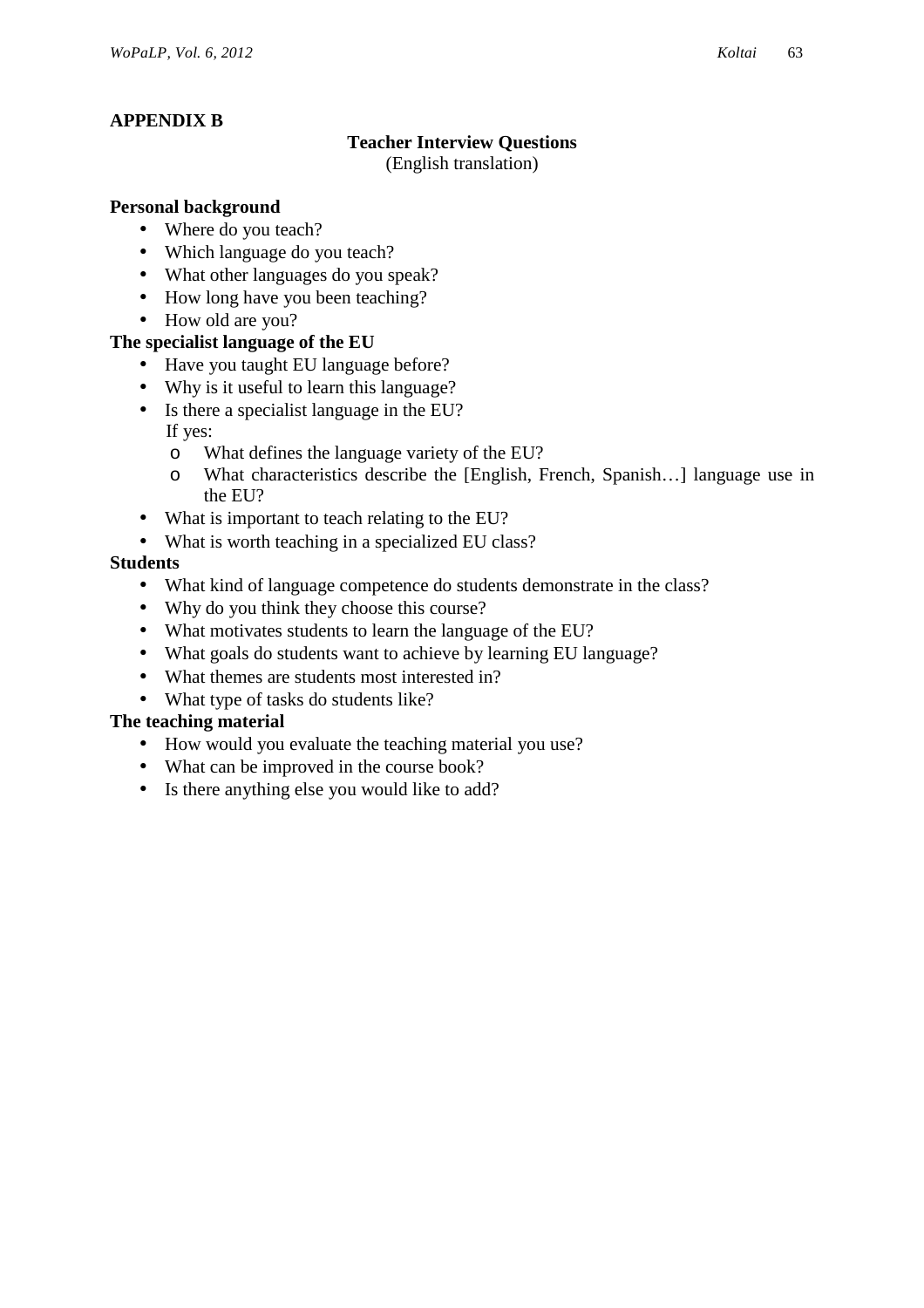## APPENDIX B

**Teacher Interview Questions**
(English translation)

**Personal background**

- Where do you teach?
- Which language do you teach?
- What other languages do you speak?
- How long have you been teaching?
- How old are you?

**The specialist language of the EU**

- Have you taught EU language before?
- Why is it useful to learn this language?
- Is there a specialist language in the EU?
  If yes:
  - What defines the language variety of the EU?
  - What characteristics describe the [English, French, Spanish…] language use in the EU?
- What is important to teach relating to the EU?
- What is worth teaching in a specialized EU class?

**Students**

- What kind of language competence do students demonstrate in the class?
- Why do you think they choose this course?
- What motivates students to learn the language of the EU?
- What goals do students want to achieve by learning EU language?
- What themes are students most interested in?
- What type of tasks do students like?

**The teaching material**

- How would you evaluate the teaching material you use?
- What can be improved in the course book?
- Is there anything else you would like to add?